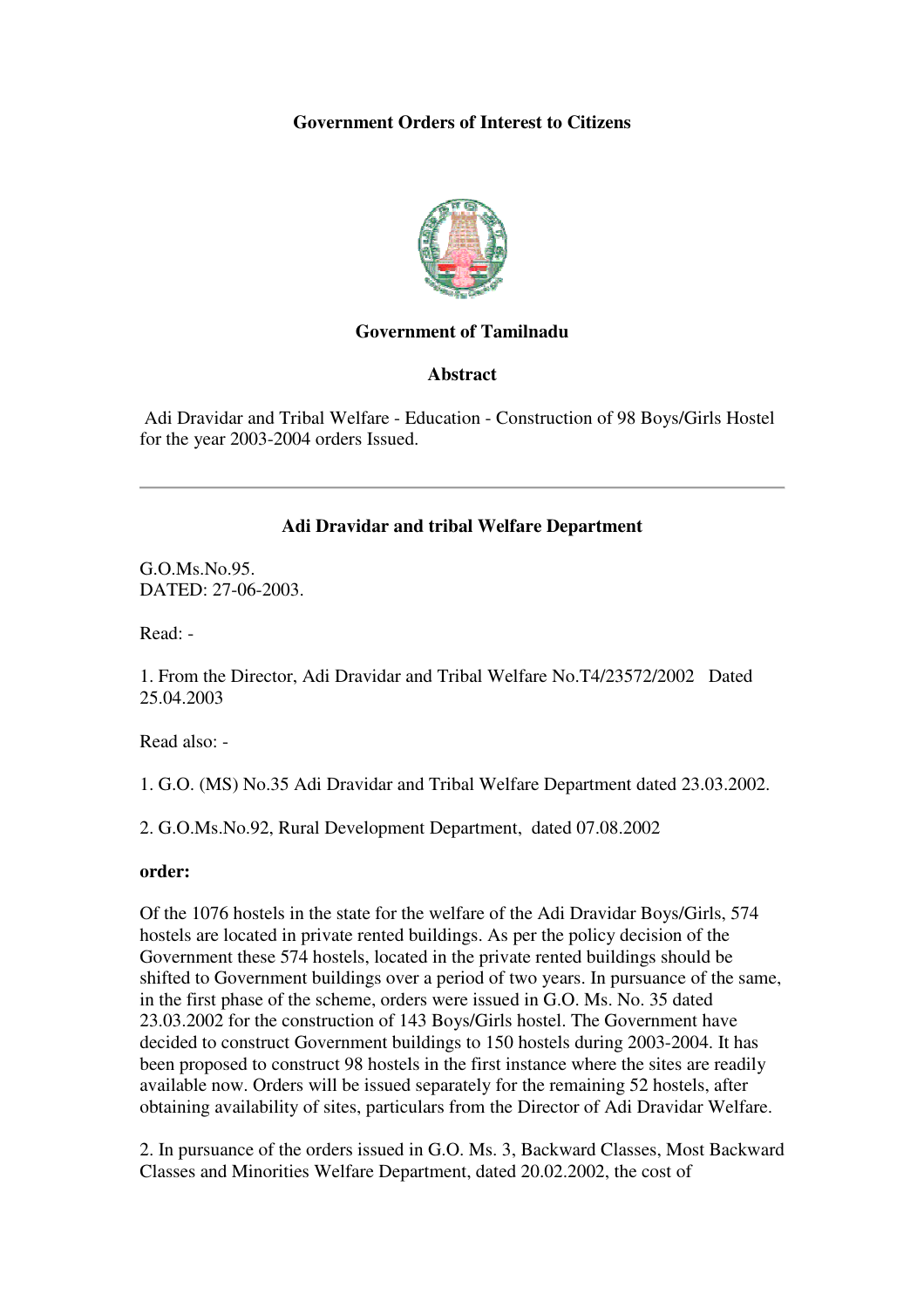**Government Orders of Interest to Citizens**

**Government of Tamilnadu**

**Abstract**

Adi Dravidar and Tribal Welfare - Education - Construction of 98 Boys/Girls Hostel for the year 2003-2004 orders Issued.

---

**Adi Dravidar and tribal Welfare Department**

G.O.Ms.No.95.
DATED: 27-06-2003.

Read: -

1. From the Director, Adi Dravidar and Tribal Welfare No.T4/23572/2002 Dated 25.04.2003

Read also: -

1. G.O. (MS) No.35 Adi Dravidar and Tribal Welfare Department dated 23.03.2002.

2. G.O.Ms.No.92, Rural Development Department, dated 07.08.2002

**order:**

Of the 1076 hostels in the state for the welfare of the Adi Dravidar Boys/Girls, 574 hostels are located in private rented buildings. As per the policy decision of the Government these 574 hostels, located in the private rented buildings should be shifted to Government buildings over a period of two years. In pursuance of the same, in the first phase of the scheme, orders were issued in G.O. Ms. No. 35 dated 23.03.2002 for the construction of 143 Boys/Girls hostel. The Government have decided to construct Government buildings to 150 hostels during 2003-2004. It has been proposed to construct 98 hostels in the first instance where the sites are readily available now. Orders will be issued separately for the remaining 52 hostels, after obtaining availability of sites, particulars from the Director of Adi Dravidar Welfare.

2. In pursuance of the orders issued in G.O. Ms. 3, Backward Classes, Most Backward Classes and Minorities Welfare Department, dated 20.02.2002, the cost of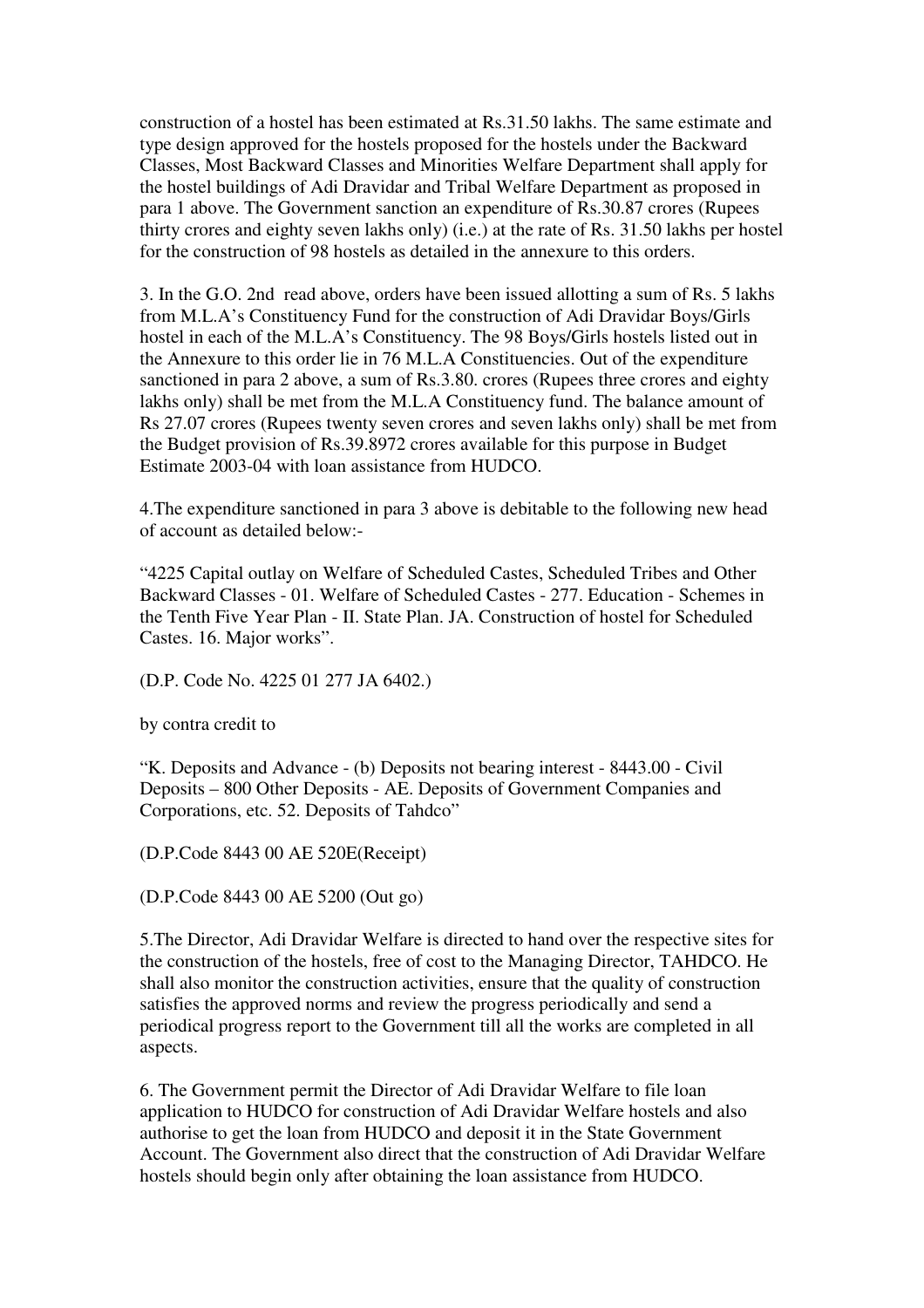construction of a hostel has been estimated at Rs.31.50 lakhs. The same estimate and type design approved for the hostels proposed for the hostels under the Backward Classes, Most Backward Classes and Minorities Welfare Department shall apply for the hostel buildings of Adi Dravidar and Tribal Welfare Department as proposed in para 1 above. The Government sanction an expenditure of Rs.30.87 crores (Rupees thirty crores and eighty seven lakhs only) (i.e.) at the rate of Rs. 31.50 lakhs per hostel for the construction of 98 hostels as detailed in the annexure to this orders.

3. In the G.O. 2nd read above, orders have been issued allotting a sum of Rs. 5 lakhs from M.L.A's Constituency Fund for the construction of Adi Dravidar Boys/Girls hostel in each of the M.L.A's Constituency. The 98 Boys/Girls hostels listed out in the Annexure to this order lie in 76 M.L.A Constituencies. Out of the expenditure sanctioned in para 2 above, a sum of Rs.3.80. crores (Rupees three crores and eighty lakhs only) shall be met from the M.L.A Constituency fund. The balance amount of Rs 27.07 crores (Rupees twenty seven crores and seven lakhs only) shall be met from the Budget provision of Rs.39.8972 crores available for this purpose in Budget Estimate 2003-04 with loan assistance from HUDCO.

4.The expenditure sanctioned in para 3 above is debitable to the following new head of account as detailed below:-

"4225 Capital outlay on Welfare of Scheduled Castes, Scheduled Tribes and Other Backward Classes - 01. Welfare of Scheduled Castes - 277. Education - Schemes in the Tenth Five Year Plan - II. State Plan. JA. Construction of hostel for Scheduled Castes. 16. Major works".

(D.P. Code No. 4225 01 277 JA 6402.)

by contra credit to

"K. Deposits and Advance - (b) Deposits not bearing interest - 8443.00 - Civil Deposits – 800 Other Deposits - AE. Deposits of Government Companies and Corporations, etc. 52. Deposits of Tahdco"

(D.P.Code 8443 00 AE 520E(Receipt)

(D.P.Code 8443 00 AE 5200 (Out go)

5.The Director, Adi Dravidar Welfare is directed to hand over the respective sites for the construction of the hostels, free of cost to the Managing Director, TAHDCO. He shall also monitor the construction activities, ensure that the quality of construction satisfies the approved norms and review the progress periodically and send a periodical progress report to the Government till all the works are completed in all aspects.

6. The Government permit the Director of Adi Dravidar Welfare to file loan application to HUDCO for construction of Adi Dravidar Welfare hostels and also authorise to get the loan from HUDCO and deposit it in the State Government Account. The Government also direct that the construction of Adi Dravidar Welfare hostels should begin only after obtaining the loan assistance from HUDCO.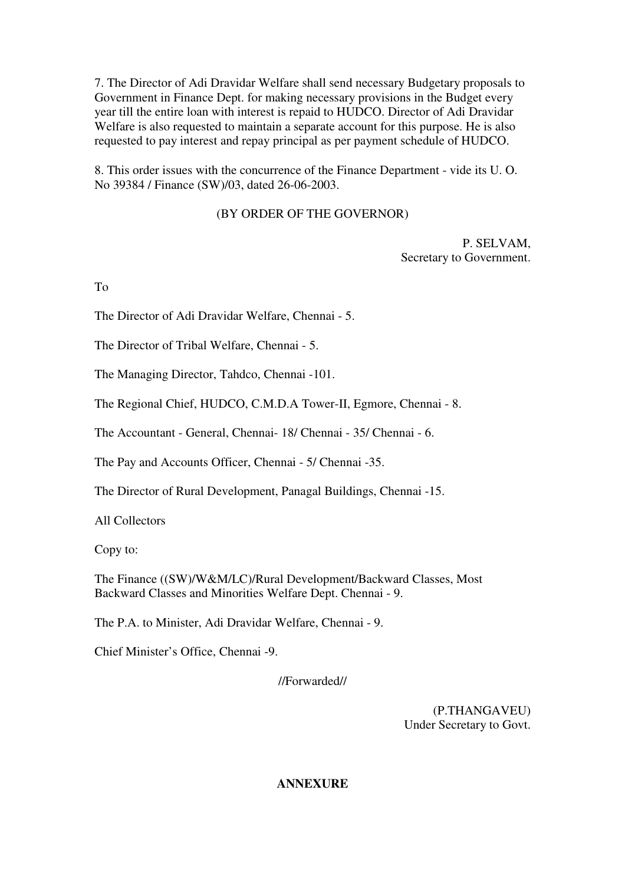7. The Director of Adi Dravidar Welfare shall send necessary Budgetary proposals to Government in Finance Dept. for making necessary provisions in the Budget every year till the entire loan with interest is repaid to HUDCO. Director of Adi Dravidar Welfare is also requested to maintain a separate account for this purpose. He is also requested to pay interest and repay principal as per payment schedule of HUDCO.

8. This order issues with the concurrence of the Finance Department - vide its U. O. No 39384 / Finance (SW)/03, dated 26-06-2003.

(BY ORDER OF THE GOVERNOR)

P. SELVAM,
Secretary to Government.

To

The Director of Adi Dravidar Welfare, Chennai - 5.

The Director of Tribal Welfare, Chennai - 5.

The Managing Director, Tahdco, Chennai -101.

The Regional Chief, HUDCO, C.M.D.A Tower-II, Egmore, Chennai - 8.

The Accountant - General, Chennai- 18/ Chennai - 35/ Chennai - 6.

The Pay and Accounts Officer, Chennai - 5/ Chennai -35.

The Director of Rural Development, Panagal Buildings, Chennai -15.

All Collectors

Copy to:

The Finance ((SW)/W&M/LC)/Rural Development/Backward Classes, Most Backward Classes and Minorities Welfare Dept. Chennai - 9.

The P.A. to Minister, Adi Dravidar Welfare, Chennai - 9.

Chief Minister's Office, Chennai -9.

//Forwarded//

(P.THANGAVEU)
Under Secretary to Govt.

**ANNEXURE**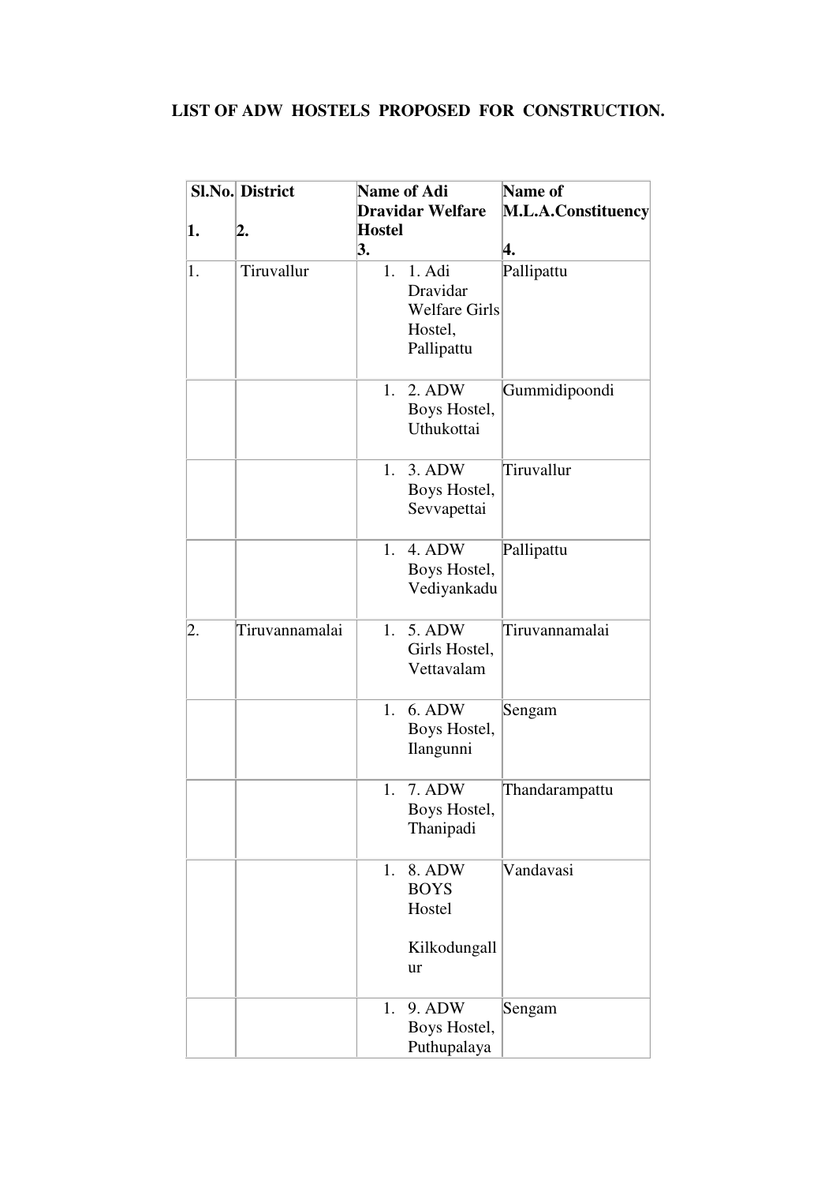**LIST OF ADW HOSTELS PROPOSED FOR CONSTRUCTION.**

| Sl.No.<br>1. | District<br>2. | Name of Adi Dravidar Welfare Hostel<br>3. | Name of M.L.A.Constituency<br>4. |
|---|---|---|---|
| 1. | Tiruvallur | 1. 1. Adi Dravidar Welfare Girls Hostel, Pallipattu | Pallipattu |
| | | 1. 2. ADW Boys Hostel, Uthukottai | Gummidipoondi |
| | | 1. 3. ADW Boys Hostel, Sevvapettai | Tiruvallur |
| | | 1. 4. ADW Boys Hostel, Vediyankadu | Pallipattu |
| 2. | Tiruvannamalai | 1. 5. ADW Girls Hostel, Vettavalam | Tiruvannamalai |
| | | 1. 6. ADW Boys Hostel, Ilangunni | Sengam |
| | | 1. 7. ADW Boys Hostel, Thanipadi | Thandarampattu |
| | | 1. 8. ADW BOYS Hostel Kilkodungallur | Vandavasi |
| | | 1. 9. ADW Boys Hostel, Puthupalaya | Sengam |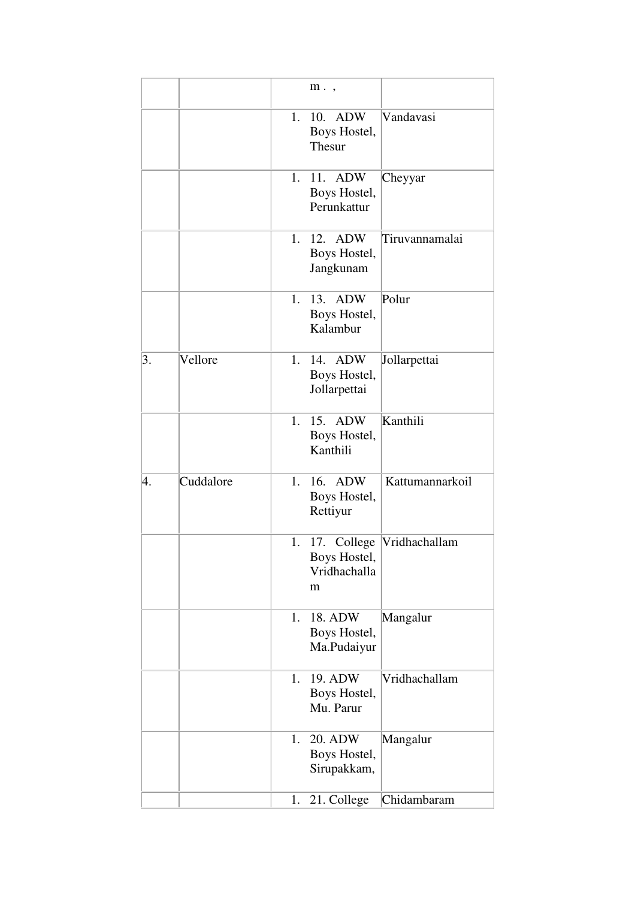| | | m . , | |
|---|---|---|---|
| | | 1. 10. ADW Boys Hostel, Thesur | Vandavasi |
| | | 1. 11. ADW Boys Hostel, Perunkattur | Cheyyar |
| | | 1. 12. ADW Boys Hostel, Jangkunam | Tiruvannamalai |
| | | 1. 13. ADW Boys Hostel, Kalambur | Polur |
| 3. | Vellore | 1. 14. ADW Boys Hostel, Jollarpettai | Jollarpettai |
| | | 1. 15. ADW Boys Hostel, Kanthili | Kanthili |
| 4. | Cuddalore | 1. 16. ADW Boys Hostel, Rettiyur | Kattumannarkoil |
| | | 1. 17. College Boys Hostel, Vridhachallam | Vridhachallam |
| | | 1. 18. ADW Boys Hostel, Ma.Pudaiyur | Mangalur |
| | | 1. 19. ADW Boys Hostel, Mu. Parur | Vridhachallam |
| | | 1. 20. ADW Boys Hostel, Sirupakkam, | Mangalur |
| | | 1. 21. College | Chidambaram |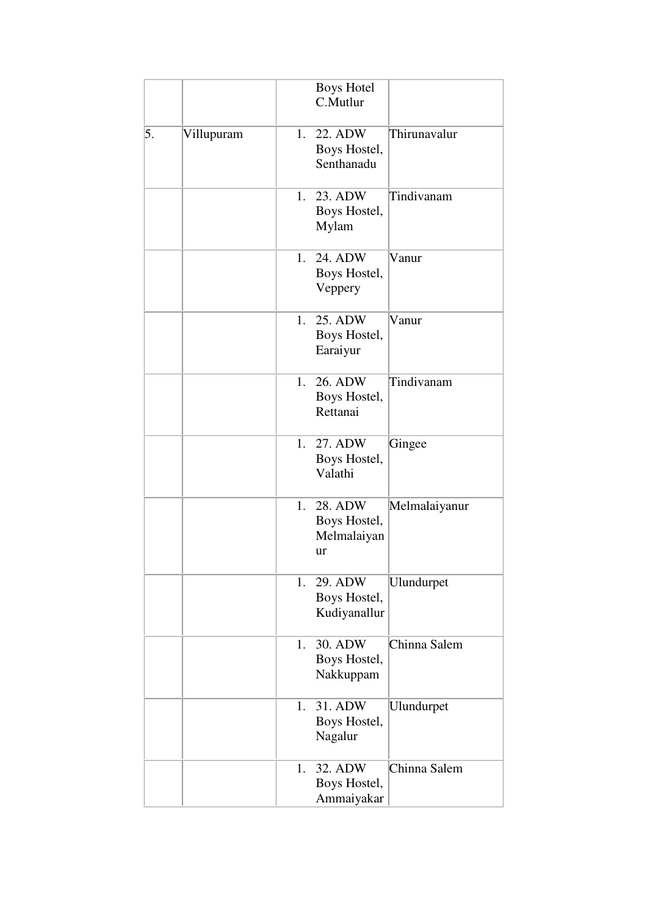| | | | |
|---|---|---|---|
| | | Boys Hotel C.Mutlur | |
| 5. | Villupuram | 1. 22. ADW Boys Hostel, Senthanadu | Thirunavalur |
| | | 1. 23. ADW Boys Hostel, Mylam | Tindivanam |
| | | 1. 24. ADW Boys Hostel, Veppery | Vanur |
| | | 1. 25. ADW Boys Hostel, Earaiyur | Vanur |
| | | 1. 26. ADW Boys Hostel, Rettanai | Tindivanam |
| | | 1. 27. ADW Boys Hostel, Valathi | Gingee |
| | | 1. 28. ADW Boys Hostel, Melmalaiyanur | Melmalaiyanur |
| | | 1. 29. ADW Boys Hostel, Kudiyanallur | Ulundurpet |
| | | 1. 30. ADW Boys Hostel, Nakkuppam | Chinna Salem |
| | | 1. 31. ADW Boys Hostel, Nagalur | Ulundurpet |
| | | 1. 32. ADW Boys Hostel, Ammaiyakar | Chinna Salem |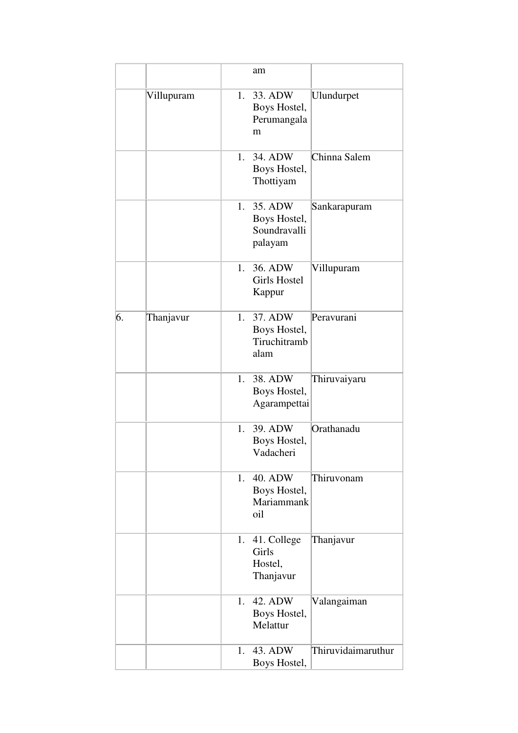| | | am | |
|---|---|---|---|
| | Villupuram | 1. 33. ADW Boys Hostel, Perumangalam | Ulundurpet |
| | | 1. 34. ADW Boys Hostel, Thottiyam | Chinna Salem |
| | | 1. 35. ADW Boys Hostel, Soundravallipalayam | Sankarapuram |
| | | 1. 36. ADW Girls Hostel Kappur | Villupuram |
| 6. | Thanjavur | 1. 37. ADW Boys Hostel, Tiruchitrambalam | Peravurani |
| | | 1. 38. ADW Boys Hostel, Agarampettai | Thiruvaiyaru |
| | | 1. 39. ADW Boys Hostel, Vadacheri | Orathanadu |
| | | 1. 40. ADW Boys Hostel, Mariammankoil | Thiruvonam |
| | | 1. 41. College Girls Hostel, Thanjavur | Thanjavur |
| | | 1. 42. ADW Boys Hostel, Melattur | Valangaiman |
| | | 1. 43. ADW Boys Hostel, | Thiruvidaimaruthur |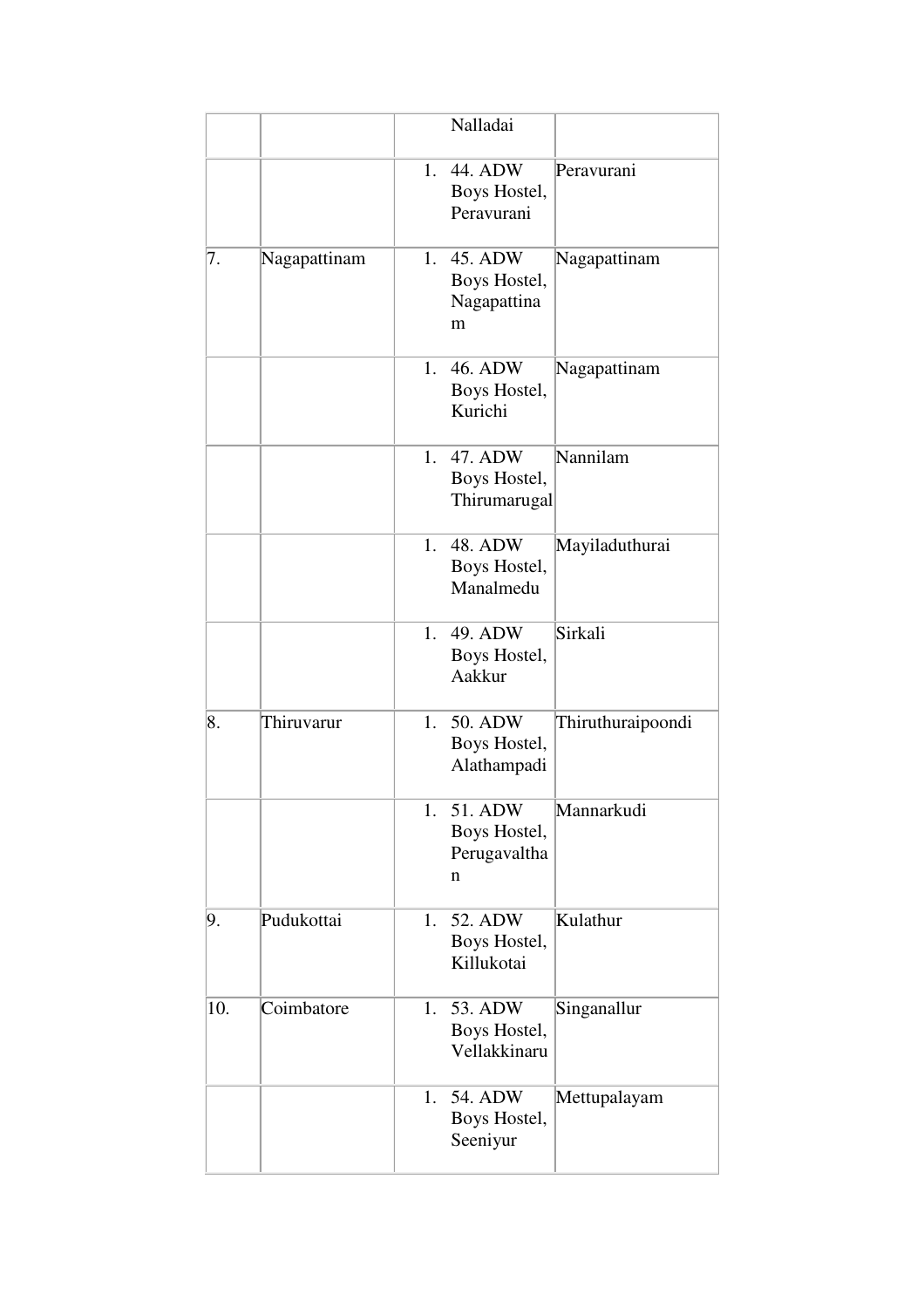| | | | |
|---|---|---|---|
| | | Nalladai | |
| | | 1. 44. ADW Boys Hostel, Peravurani | Peravurani |
| 7. | Nagapattinam | 1. 45. ADW Boys Hostel, Nagapattinam | Nagapattinam |
| | | 1. 46. ADW Boys Hostel, Kurichi | Nagapattinam |
| | | 1. 47. ADW Boys Hostel, Thirumarugal | Nannilam |
| | | 1. 48. ADW Boys Hostel, Manalmedu | Mayiladuthurai |
| | | 1. 49. ADW Boys Hostel, Aakkur | Sirkali |
| 8. | Thiruvarur | 1. 50. ADW Boys Hostel, Alathampadi | Thiruthuraipoondi |
| | | 1. 51. ADW Boys Hostel, Perugavalthan | Mannarkudi |
| 9. | Pudukottai | 1. 52. ADW Boys Hostel, Killukotai | Kulathur |
| 10. | Coimbatore | 1. 53. ADW Boys Hostel, Vellakkinaru | Singanallur |
| | | 1. 54. ADW Boys Hostel, Seeniyur | Mettupalayam |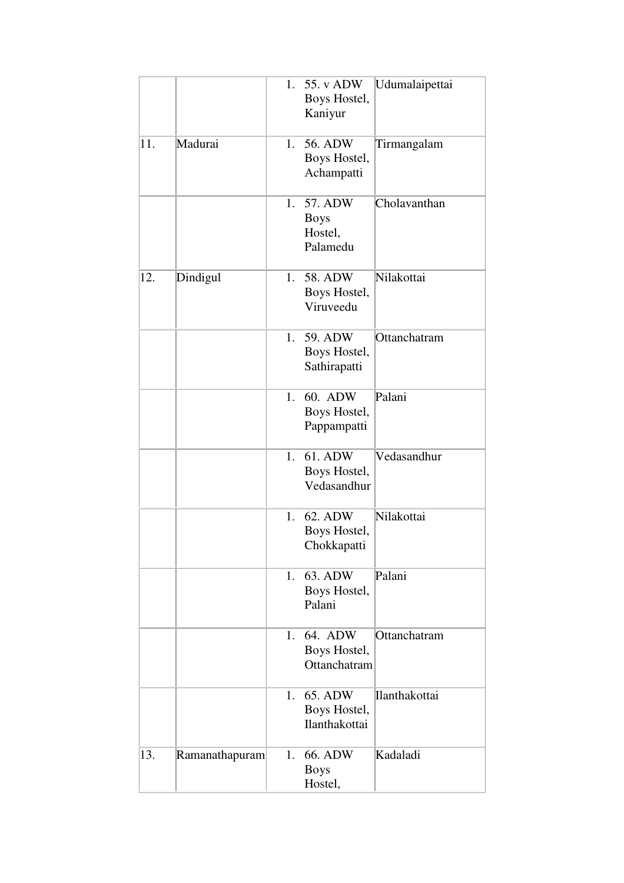| | | 1. 55. v ADW Boys Hostel, Kaniyur | Udumalaipettai |
|---|---|---|---|
| 11. | Madurai | 1. 56. ADW Boys Hostel, Achampatti | Tirmangalam |
| | | 1. 57. ADW Boys Hostel, Palamedu | Cholavanthan |
| 12. | Dindigul | 1. 58. ADW Boys Hostel, Viruveedu | Nilakottai |
| | | 1. 59. ADW Boys Hostel, Sathirapatti | Ottanchatram |
| | | 1. 60. ADW Boys Hostel, Pappampatti | Palani |
| | | 1. 61. ADW Boys Hostel, Vedasandhur | Vedasandhur |
| | | 1. 62. ADW Boys Hostel, Chokkapatti | Nilakottai |
| | | 1. 63. ADW Boys Hostel, Palani | Palani |
| | | 1. 64. ADW Boys Hostel, Ottanchatram | Ottanchatram |
| | | 1. 65. ADW Boys Hostel, Ilanthakottai | Ilanthakottai |
| 13. | Ramanathapuram | 1. 66. ADW Boys Hostel, | Kadaladi |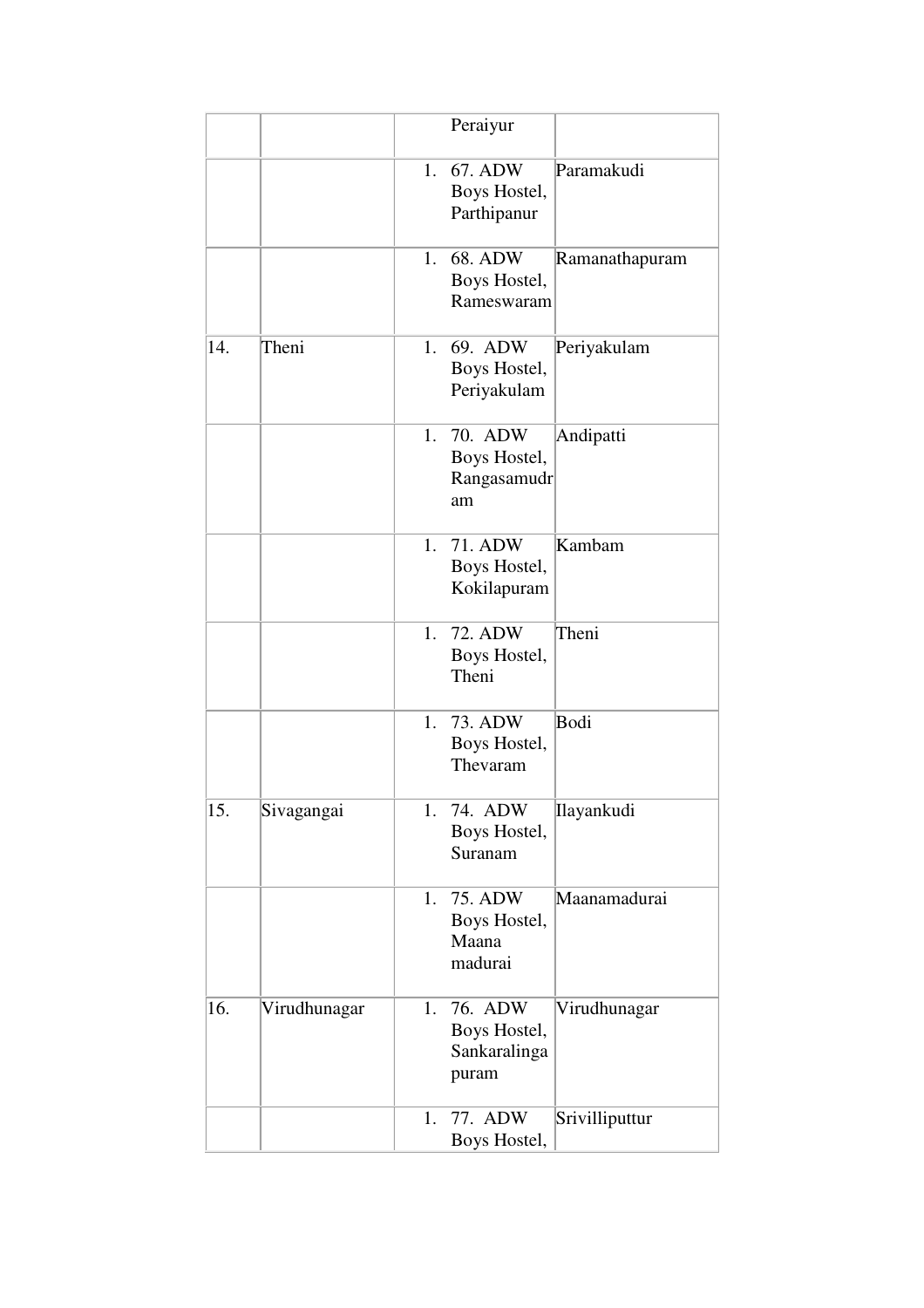|  |  |  |  |
|---|---|---|---|
|  |  | Peraiyur |  |
|  |  | 1. 67. ADW Boys Hostel, Parthipanur | Paramakudi |
|  |  | 1. 68. ADW Boys Hostel, Rameswaram | Ramanathapuram |
| 14. | Theni | 1. 69. ADW Boys Hostel, Periyakulam | Periyakulam |
|  |  | 1. 70. ADW Boys Hostel, Rangasamudram | Andipatti |
|  |  | 1. 71. ADW Boys Hostel, Kokilapuram | Kambam |
|  |  | 1. 72. ADW Boys Hostel, Theni | Theni |
|  |  | 1. 73. ADW Boys Hostel, Thevaram | Bodi |
| 15. | Sivagangai | 1. 74. ADW Boys Hostel, Suranam | Ilayankudi |
|  |  | 1. 75. ADW Boys Hostel, Maana madurai | Maanamadurai |
| 16. | Virudhunagar | 1. 76. ADW Boys Hostel, Sankaralingapuram | Virudhunagar |
|  |  | 1. 77. ADW Boys Hostel, | Srivilliputtur |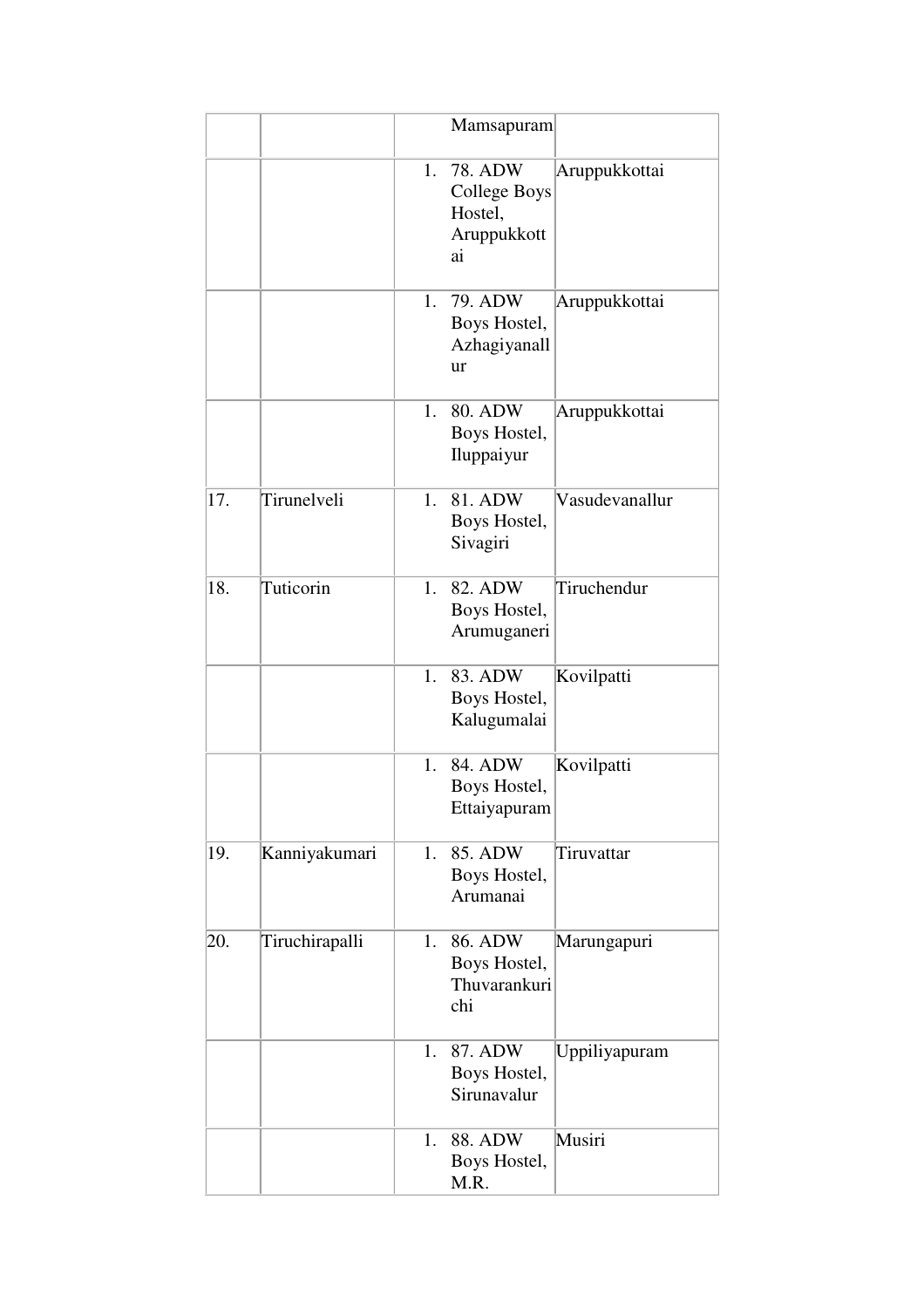| | | | |
|---|---|---|---|
| | | Mamsapuram | |
| | | 1. 78. ADW College Boys Hostel, Aruppukkottai | Aruppukkottai |
| | | 1. 79. ADW Boys Hostel, Azhagiyanallur | Aruppukkottai |
| | | 1. 80. ADW Boys Hostel, Iluppaiyur | Aruppukkottai |
| 17. | Tirunelveli | 1. 81. ADW Boys Hostel, Sivagiri | Vasudevanallur |
| 18. | Tuticorin | 1. 82. ADW Boys Hostel, Arumuganeri | Tiruchendur |
| | | 1. 83. ADW Boys Hostel, Kalugumalai | Kovilpatti |
| | | 1. 84. ADW Boys Hostel, Ettaiyapuram | Kovilpatti |
| 19. | Kanniyakumari | 1. 85. ADW Boys Hostel, Arumanai | Tiruvattar |
| 20. | Tiruchirapalli | 1. 86. ADW Boys Hostel, Thuvarankurichi | Marungapuri |
| | | 1. 87. ADW Boys Hostel, Sirunavalur | Uppiliyapuram |
| | | 1. 88. ADW Boys Hostel, M.R. | Musiri |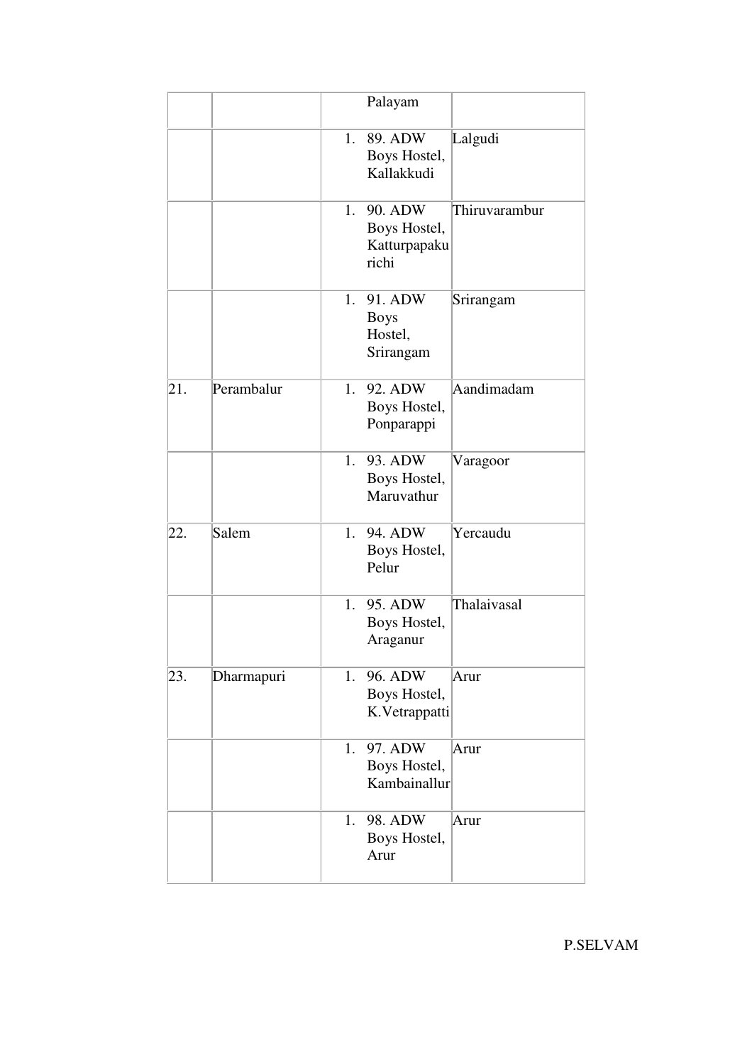| | | Palayam | |
|---|---|---|---|
| | | 1. 89. ADW Boys Hostel, Kallakkudi | Lalgudi |
| | | 1. 90. ADW Boys Hostel, Katturpapakurichi | Thiruvarambur |
| | | 1. 91. ADW Boys Hostel, Srirangam | Srirangam |
| 21. | Perambalur | 1. 92. ADW Boys Hostel, Ponparappi | Aandimadam |
| | | 1. 93. ADW Boys Hostel, Maruvathur | Varagoor |
| 22. | Salem | 1. 94. ADW Boys Hostel, Pelur | Yercaudu |
| | | 1. 95. ADW Boys Hostel, Araganur | Thalaivasal |
| 23. | Dharmapuri | 1. 96. ADW Boys Hostel, K.Vetrappatti | Arur |
| | | 1. 97. ADW Boys Hostel, Kambainallur | Arur |
| | | 1. 98. ADW Boys Hostel, Arur | Arur |

P.SELVAM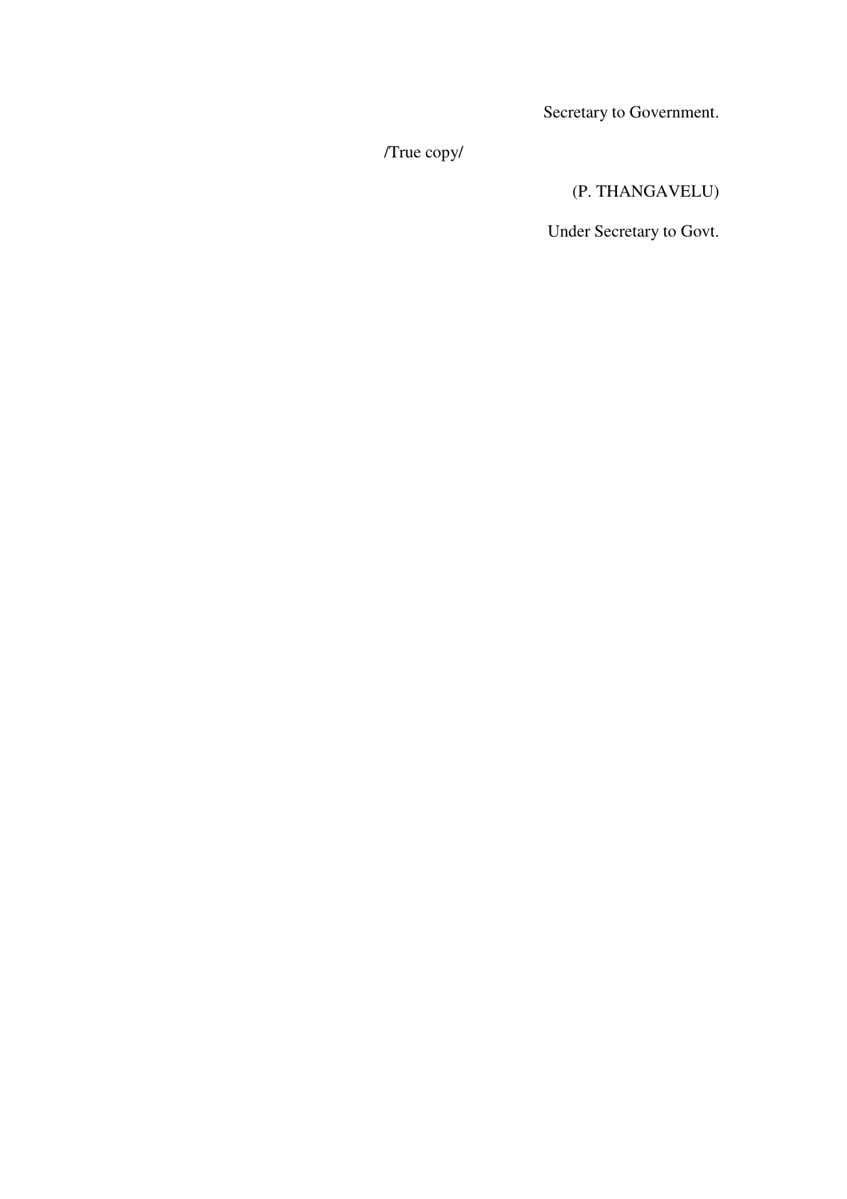Secretary to Government.

/True copy/

(P. THANGAVELU)

Under Secretary to Govt.